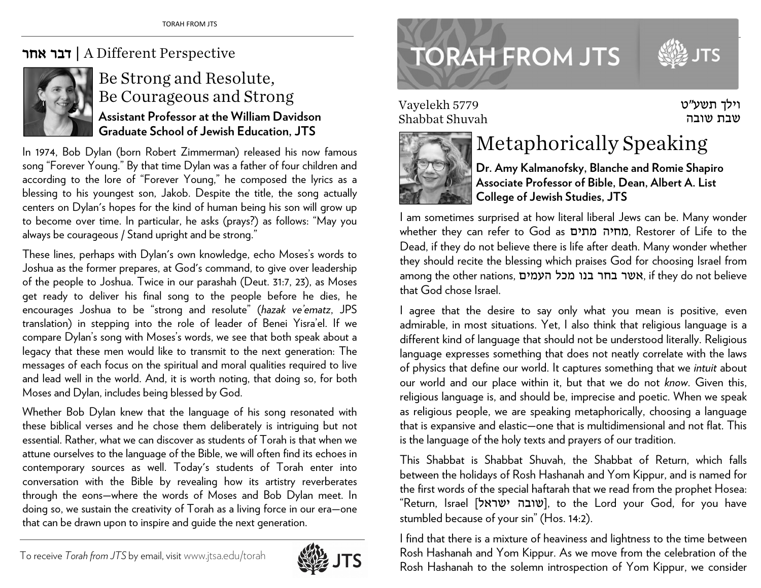# TORAH FROM JTS

Vayelekh 5779
Shabbat Shuvah

וילך תשע״ט
שבת שובה

## Metaphorically Speaking

**Dr. Amy Kalmanofsky, Blanche and Romie Shapiro Associate Professor of Bible, Dean, Albert A. List College of Jewish Studies, JTS**

I am sometimes surprised at how literal liberal Jews can be. Many wonder whether they can refer to God as מחיה מתים, Restorer of Life to the Dead, if they do not believe there is life after death. Many wonder whether they should recite the blessing which praises God for choosing Israel from among the other nations, אשר בחר בנו מכל העמים, if they do not believe that God chose Israel.

I agree that the desire to say only what you mean is positive, even admirable, in most situations. Yet, I also think that religious language is a different kind of language that should not be understood literally. Religious language expresses something that does not neatly correlate with the laws of physics that define our world. It captures something that we *intuit* about our world and our place within it, but that we do not *know*. Given this, religious language is, and should be, imprecise and poetic. When we speak as religious people, we are speaking metaphorically, choosing a language that is expansive and elastic—one that is multidimensional and not flat. This is the language of the holy texts and prayers of our tradition.

This Shabbat is Shabbat Shuvah, the Shabbat of Return, which falls between the holidays of Rosh Hashanah and Yom Kippur, and is named for the first words of the special haftarah that we read from the prophet Hosea: "Return, Israel [שובה ישראל], to the Lord your God, for you have stumbled because of your sin" (Hos. 14:2).

I find that there is a mixture of heaviness and lightness to the time between Rosh Hashanah and Yom Kippur. As we move from the celebration of the Rosh Hashanah to the solemn introspection of Yom Kippur, we consider

---

## דבר אחר | A Different Perspective

### Be Strong and Resolute, Be Courageous and Strong

**Assistant Professor at the William Davidson Graduate School of Jewish Education, JTS**

In 1974, Bob Dylan (born Robert Zimmerman) released his now famous song "Forever Young." By that time Dylan was a father of four children and according to the lore of "Forever Young," he composed the lyrics as a blessing to his youngest son, Jakob. Despite the title, the song actually centers on Dylan's hopes for the kind of human being his son will grow up to become over time. In particular, he asks (prays?) as follows: "May you always be courageous / Stand upright and be strong."

These lines, perhaps with Dylan's own knowledge, echo Moses's words to Joshua as the former prepares, at God's command, to give over leadership of the people to Joshua. Twice in our parashah (Deut. 31:7, 23), as Moses get ready to deliver his final song to the people before he dies, he encourages Joshua to be "strong and resolute" (*hazak ve'ematz*, JPS translation) in stepping into the role of leader of Benei Yisra'el. If we compare Dylan's song with Moses's words, we see that both speak about a legacy that these men would like to transmit to the next generation: The messages of each focus on the spiritual and moral qualities required to live and lead well in the world. And, it is worth noting, that doing so, for both Moses and Dylan, includes being blessed by God.

Whether Bob Dylan knew that the language of his song resonated with these biblical verses and he chose them deliberately is intriguing but not essential. Rather, what we can discover as students of Torah is that when we attune ourselves to the language of the Bible, we will often find its echoes in contemporary sources as well. Today's students of Torah enter into conversation with the Bible by revealing how its artistry reverberates through the eons—where the words of Moses and Bob Dylan meet. In doing so, we sustain the creativity of Torah as a living force in our era—one that can be drawn upon to inspire and guide the next generation.

To receive *Torah from JTS* by email, visit www.jtsa.edu/torah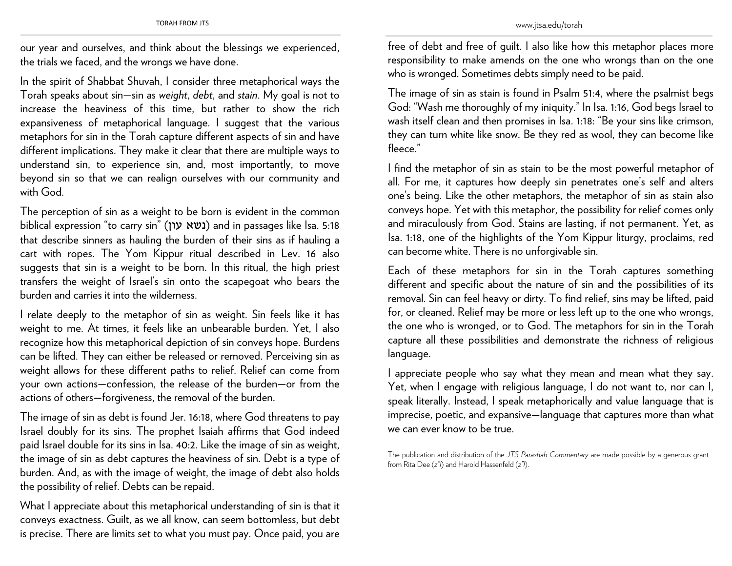our year and ourselves, and think about the blessings we experienced, the trials we faced, and the wrongs we have done.

In the spirit of Shabbat Shuvah, I consider three metaphorical ways the Torah speaks about sin—sin as *weight*, *debt*, and *stain*. My goal is not to increase the heaviness of this time, but rather to show the rich expansiveness of metaphorical language. I suggest that the various metaphors for sin in the Torah capture different aspects of sin and have different implications. They make it clear that there are multiple ways to understand sin, to experience sin, and, most importantly, to move beyond sin so that we can realign ourselves with our community and with God.

The perception of sin as a weight to be born is evident in the common biblical expression "to carry sin" (נשא עון) and in passages like Isa. 5:18 that describe sinners as hauling the burden of their sins as if hauling a cart with ropes. The Yom Kippur ritual described in Lev. 16 also suggests that sin is a weight to be born. In this ritual, the high priest transfers the weight of Israel's sin onto the scapegoat who bears the burden and carries it into the wilderness.

I relate deeply to the metaphor of sin as weight. Sin feels like it has weight to me. At times, it feels like an unbearable burden. Yet, I also recognize how this metaphorical depiction of sin conveys hope. Burdens can be lifted. They can either be released or removed. Perceiving sin as weight allows for these different paths to relief. Relief can come from your own actions—confession, the release of the burden—or from the actions of others—forgiveness, the removal of the burden.

The image of sin as debt is found Jer. 16:18, where God threatens to pay Israel doubly for its sins. The prophet Isaiah affirms that God indeed paid Israel double for its sins in Isa. 40:2. Like the image of sin as weight, the image of sin as debt captures the heaviness of sin. Debt is a type of burden. And, as with the image of weight, the image of debt also holds the possibility of relief. Debts can be repaid.

What I appreciate about this metaphorical understanding of sin is that it conveys exactness. Guilt, as we all know, can seem bottomless, but debt is precise. There are limits set to what you must pay. Once paid, you are free of debt and free of guilt. I also like how this metaphor places more responsibility to make amends on the one who wrongs than on the one who is wronged. Sometimes debts simply need to be paid.

The image of sin as stain is found in Psalm 51:4, where the psalmist begs God: "Wash me thoroughly of my iniquity." In Isa. 1:16, God begs Israel to wash itself clean and then promises in Isa. 1:18: "Be your sins like crimson, they can turn white like snow. Be they red as wool, they can become like fleece."

I find the metaphor of sin as stain to be the most powerful metaphor of all. For me, it captures how deeply sin penetrates one's self and alters one's being. Like the other metaphors, the metaphor of sin as stain also conveys hope. Yet with this metaphor, the possibility for relief comes only and miraculously from God. Stains are lasting, if not permanent. Yet, as Isa. 1:18, one of the highlights of the Yom Kippur liturgy, proclaims, red can become white. There is no unforgivable sin.

Each of these metaphors for sin in the Torah captures something different and specific about the nature of sin and the possibilities of its removal. Sin can feel heavy or dirty. To find relief, sins may be lifted, paid for, or cleaned. Relief may be more or less left up to the one who wrongs, the one who is wronged, or to God. The metaphors for sin in the Torah capture all these possibilities and demonstrate the richness of religious language.

I appreciate people who say what they mean and mean what they say. Yet, when I engage with religious language, I do not want to, nor can I, speak literally. Instead, I speak metaphorically and value language that is imprecise, poetic, and expansive—language that captures more than what we can ever know to be true.

The publication and distribution of the *JTS Parashah Commentary* are made possible by a generous grant from Rita Dee (*z"l*) and Harold Hassenfeld (*z"l*).